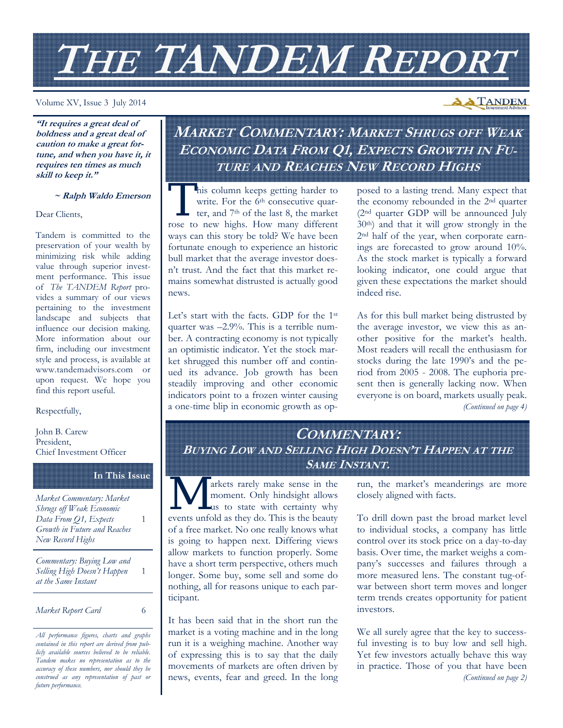# THE TANDEM REPORT

Volume XV, Issue 3 July 2014

***"It requires a great deal of boldness and a great deal of caution to make a great fortune, and when you have it, it requires ten times as much skill to keep it."***

***~ Ralph Waldo Emerson***

Dear Clients,

Tandem is committed to the preservation of your wealth by minimizing risk while adding value through superior investment performance. This issue of *The TANDEM Report* provides a summary of our views pertaining to the investment landscape and subjects that influence our decision making. More information about our firm, including our investment style and process, is available at www.tandemadvisors.com or upon request. We hope you find this report useful.

Respectfully,

John B. Carew
President,
Chief Investment Officer

**In This Issue**

| | |
|---|---|
| *Market Commentary: Market Shrugs off Weak Economic Data From Q1, Expects Growth in Future and Reaches New Record Highs* | 1 |
| *Commentary: Buying Low and Selling High Doesn't Happen at the Same Instant* | 1 |
| *Market Report Card* | 6 |

*All performance figures, charts and graphs contained in this report are derived from publicly available sources believed to be reliable. Tandem makes no representation as to the accuracy of these numbers, nor should they be construed as any representation of past or future performance.*

## MARKET COMMENTARY: MARKET SHRUGS OFF WEAK ECONOMIC DATA FROM Q1, EXPECTS GROWTH IN FUTURE AND REACHES NEW RECORD HIGHS

This column keeps getting harder to write. For the 6th consecutive quarter, and 7th of the last 8, the market rose to new highs. How many different ways can this story be told? We have been fortunate enough to experience an historic bull market that the average investor doesn't trust. And the fact that this market remains somewhat distrusted is actually good news.

Let's start with the facts. GDP for the 1st quarter was –2.9%. This is a terrible number. A contracting economy is not typically an optimistic indicator. Yet the stock market shrugged this number off and continued its advance. Job growth has been steadily improving and other economic indicators point to a frozen winter causing a one-time blip in economic growth as opposed to a lasting trend. Many expect that the economy rebounded in the 2nd quarter (2nd quarter GDP will be announced July 30th) and that it will grow strongly in the 2nd half of the year, when corporate earnings are forecasted to grow around 10%. As the stock market is typically a forward looking indicator, one could argue that given these expectations the market should indeed rise.

As for this bull market being distrusted by the average investor, we view this as another positive for the market's health. Most readers will recall the enthusiasm for stocks during the late 1990's and the period from 2005 - 2008. The euphoria present then is generally lacking now. When everyone is on board, markets usually peak.

*(Continued on page 4)*

## COMMENTARY: BUYING LOW AND SELLING HIGH DOESN'T HAPPEN AT THE SAME INSTANT.

Markets rarely make sense in the moment. Only hindsight allows us to state with certainty why events unfold as they do. This is the beauty of a free market. No one really knows what is going to happen next. Differing views allow markets to function properly. Some have a short term perspective, others much longer. Some buy, some sell and some do nothing, all for reasons unique to each participant.

It has been said that in the short run the market is a voting machine and in the long run it is a weighing machine. Another way of expressing this is to say that the daily movements of markets are often driven by news, events, fear and greed. In the long run, the market's meanderings are more closely aligned with facts.

To drill down past the broad market level to individual stocks, a company has little control over its stock price on a day-to-day basis. Over time, the market weighs a company's successes and failures through a more measured lens. The constant tug-of-war between short term moves and longer term trends creates opportunity for patient investors.

We all surely agree that the key to successful investing is to buy low and sell high. Yet few investors actually behave this way in practice. Those of you that have been

*(Continued on page 2)*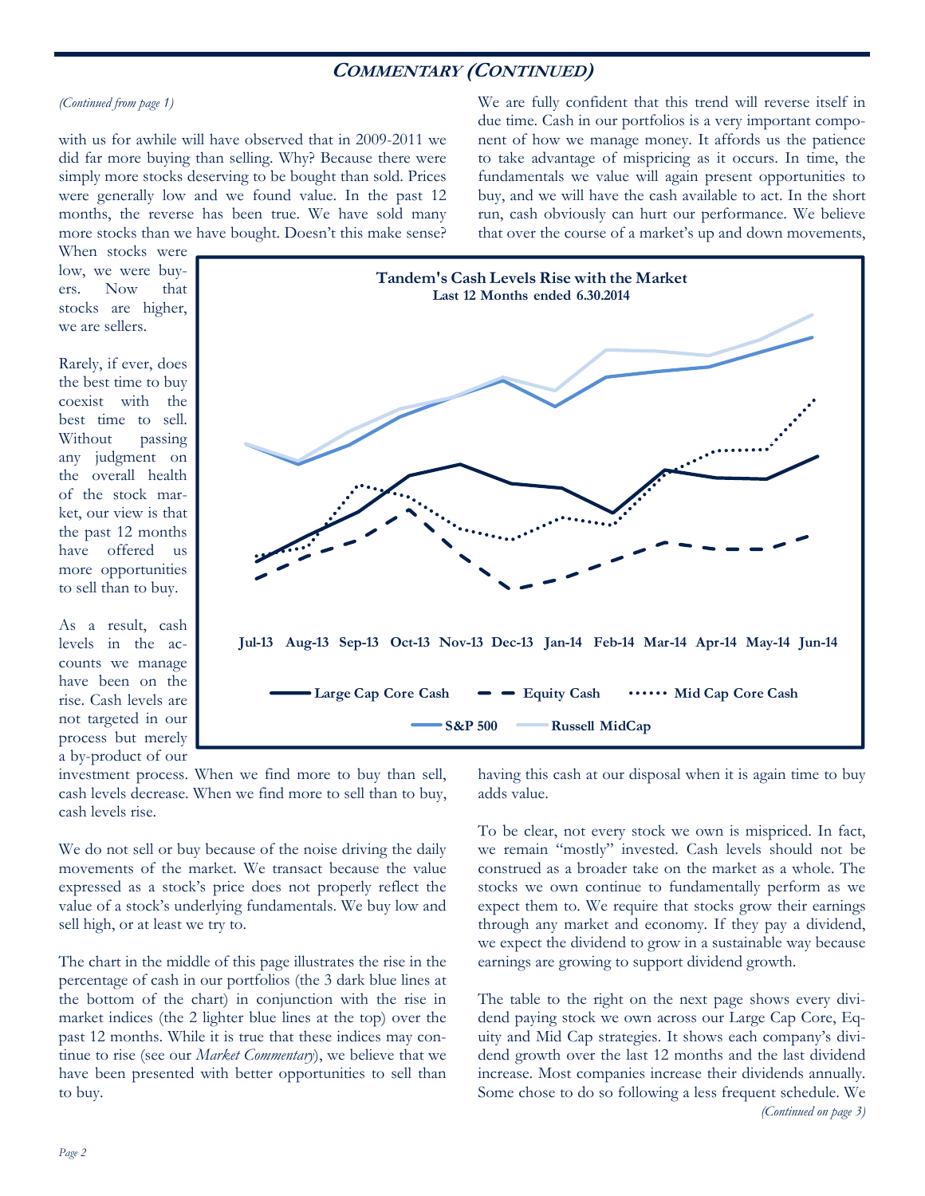## COMMENTARY (CONTINUED)

*(Continued from page 1)*

with us for awhile will have observed that in 2009-2011 we did far more buying than selling. Why? Because there were simply more stocks deserving to be bought than sold. Prices were generally low and we found value. In the past 12 months, the reverse has been true. We have sold many more stocks than we have bought. Doesn't this make sense? When stocks were low, we were buyers. Now that stocks are higher, we are sellers.

Rarely, if ever, does the best time to buy coexist with the best time to sell. Without passing any judgment on the overall health of the stock market, our view is that the past 12 months have offered us more opportunities to sell than to buy.

As a result, cash levels in the accounts we manage have been on the rise. Cash levels are not targeted in our process but merely a by-product of our investment process. When we find more to buy than sell, cash levels decrease. When we find more to sell than to buy, cash levels rise.

**Tandem's Cash Levels Rise with the Market**
**Last 12 Months ended 6.30.2014**

Jul-13 Aug-13 Sep-13 Oct-13 Nov-13 Dec-13 Jan-14 Feb-14 Mar-14 Apr-14 May-14 Jun-14

Large Cap Core Cash — Equity Cash — Mid Cap Core Cash — S&P 500 — Russell MidCap

We do not sell or buy because of the noise driving the daily movements of the market. We transact because the value expressed as a stock's price does not properly reflect the value of a stock's underlying fundamentals. We buy low and sell high, or at least we try to.

The chart in the middle of this page illustrates the rise in the percentage of cash in our portfolios (the 3 dark blue lines at the bottom of the chart) in conjunction with the rise in market indices (the 2 lighter blue lines at the top) over the past 12 months. While it is true that these indices may continue to rise (see our *Market Commentary*), we believe that we have been presented with better opportunities to sell than to buy.

We are fully confident that this trend will reverse itself in due time. Cash in our portfolios is a very important component of how we manage money. It affords us the patience to take advantage of mispricing as it occurs. In time, the fundamentals we value will again present opportunities to buy, and we will have the cash available to act. In the short run, cash obviously can hurt our performance. We believe that over the course of a market's up and down movements, having this cash at our disposal when it is again time to buy adds value.

To be clear, not every stock we own is mispriced. In fact, we remain "mostly" invested. Cash levels should not be construed as a broader take on the market as a whole. The stocks we own continue to fundamentally perform as we expect them to. We require that stocks grow their earnings through any market and economy. If they pay a dividend, we expect the dividend to grow in a sustainable way because earnings are growing to support dividend growth.

The table to the right on the next page shows every dividend paying stock we own across our Large Cap Core, Equity and Mid Cap strategies. It shows each company's dividend growth over the last 12 months and the last dividend increase. Most companies increase their dividends annually. Some chose to do so following a less frequent schedule. We

*(Continued on page 3)*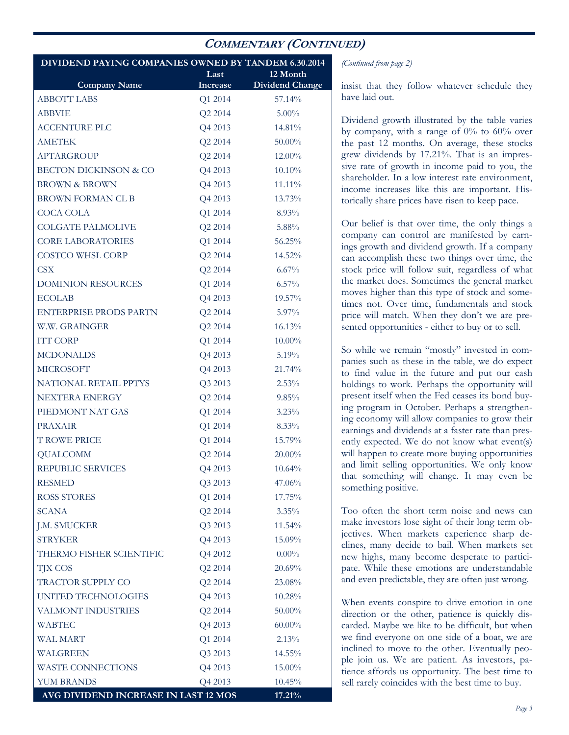## Commentary (Continued)

| DIVIDEND PAYING COMPANIES OWNED BY TANDEM 6.30.2014 | | |
|---|---|---|
| **Company Name** | **Last Increase** | **12 Month Dividend Change** |
| ABBOTT LABS | Q1 2014 | 57.14% |
| ABBVIE | Q2 2014 | 5.00% |
| ACCENTURE PLC | Q4 2013 | 14.81% |
| AMETEK | Q2 2014 | 50.00% |
| APTARGROUP | Q2 2014 | 12.00% |
| BECTON DICKINSON & CO | Q4 2013 | 10.10% |
| BROWN & BROWN | Q4 2013 | 11.11% |
| BROWN FORMAN CL B | Q4 2013 | 13.73% |
| COCA COLA | Q1 2014 | 8.93% |
| COLGATE PALMOLIVE | Q2 2014 | 5.88% |
| CORE LABORATORIES | Q1 2014 | 56.25% |
| COSTCO WHSL CORP | Q2 2014 | 14.52% |
| CSX | Q2 2014 | 6.67% |
| DOMINION RESOURCES | Q1 2014 | 6.57% |
| ECOLAB | Q4 2013 | 19.57% |
| ENTERPRISE PRODS PARTN | Q2 2014 | 5.97% |
| W.W. GRAINGER | Q2 2014 | 16.13% |
| ITT CORP | Q1 2014 | 10.00% |
| MCDONALDS | Q4 2013 | 5.19% |
| MICROSOFT | Q4 2013 | 21.74% |
| NATIONAL RETAIL PPTYS | Q3 2013 | 2.53% |
| NEXTERA ENERGY | Q2 2014 | 9.85% |
| PIEDMONT NAT GAS | Q1 2014 | 3.23% |
| PRAXAIR | Q1 2014 | 8.33% |
| T ROWE PRICE | Q1 2014 | 15.79% |
| QUALCOMM | Q2 2014 | 20.00% |
| REPUBLIC SERVICES | Q4 2013 | 10.64% |
| RESMED | Q3 2013 | 47.06% |
| ROSS STORES | Q1 2014 | 17.75% |
| SCANA | Q2 2014 | 3.35% |
| J.M. SMUCKER | Q3 2013 | 11.54% |
| STRYKER | Q4 2013 | 15.09% |
| THERMO FISHER SCIENTIFIC | Q4 2012 | 0.00% |
| TJX COS | Q2 2014 | 20.69% |
| TRACTOR SUPPLY CO | Q2 2014 | 23.08% |
| UNITED TECHNOLOGIES | Q4 2013 | 10.28% |
| VALMONT INDUSTRIES | Q2 2014 | 50.00% |
| WABTEC | Q4 2013 | 60.00% |
| WAL MART | Q1 2014 | 2.13% |
| WALGREEN | Q3 2013 | 14.55% |
| WASTE CONNECTIONS | Q4 2013 | 15.00% |
| YUM BRANDS | Q4 2013 | 10.45% |
| **AVG DIVIDEND INCREASE IN LAST 12 MOS** | | **17.21%** |

*(Continued from page 2)*

insist that they follow whatever schedule they have laid out.

Dividend growth illustrated by the table varies by company, with a range of 0% to 60% over the past 12 months. On average, these stocks grew dividends by 17.21%. That is an impressive rate of growth in income paid to you, the shareholder. In a low interest rate environment, income increases like this are important. Historically share prices have risen to keep pace.

Our belief is that over time, the only things a company can control are manifested by earnings growth and dividend growth. If a company can accomplish these two things over time, the stock price will follow suit, regardless of what the market does. Sometimes the general market moves higher than this type of stock and sometimes not. Over time, fundamentals and stock price will match. When they don't we are presented opportunities - either to buy or to sell.

So while we remain "mostly" invested in companies such as these in the table, we do expect to find value in the future and put our cash holdings to work. Perhaps the opportunity will present itself when the Fed ceases its bond buying program in October. Perhaps a strengthening economy will allow companies to grow their earnings and dividends at a faster rate than presently expected. We do not know what event(s) will happen to create more buying opportunities and limit selling opportunities. We only know that something will change. It may even be something positive.

Too often the short term noise and news can make investors lose sight of their long term objectives. When markets experience sharp declines, many decide to bail. When markets set new highs, many become desperate to participate. While these emotions are understandable and even predictable, they are often just wrong.

When events conspire to drive emotion in one direction or the other, patience is quickly discarded. Maybe we like to be difficult, but when we find everyone on one side of a boat, we are inclined to move to the other. Eventually people join us. We are patient. As investors, patience affords us opportunity. The best time to sell rarely coincides with the best time to buy.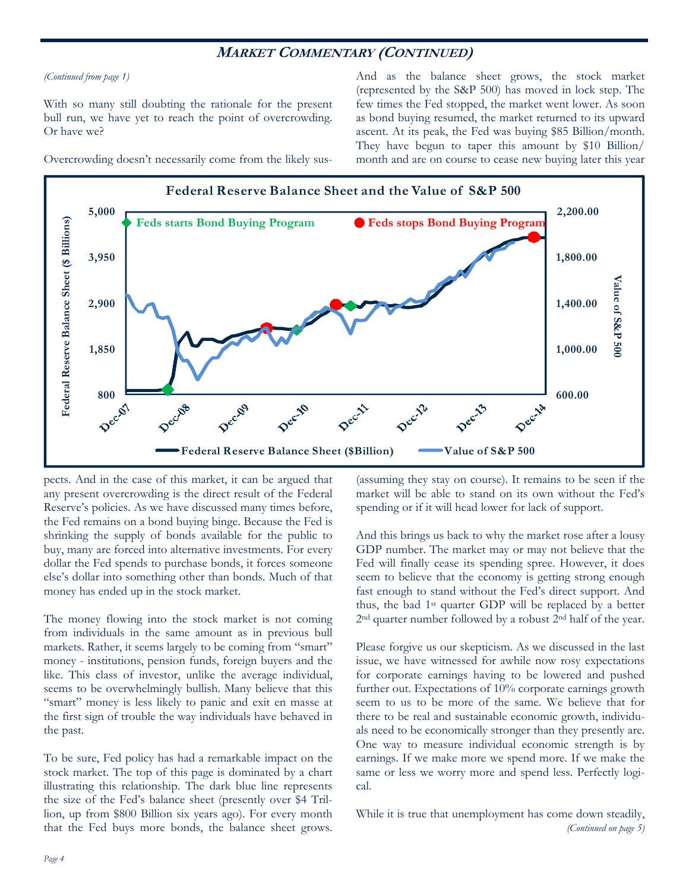## *Market Commentary (Continued)*

*(Continued from page 1)*

With so many still doubting the rationale for the present bull run, we have yet to reach the point of overcrowding. Or have we?

Overcrowding doesn't necessarily come from the likely suspects. And in the case of this market, it can be argued that any present overcrowding is the direct result of the Federal Reserve's policies. As we have discussed many times before, the Fed remains on a bond buying binge. Because the Fed is shrinking the supply of bonds available for the public to buy, many are forced into alternative investments. For every dollar the Fed spends to purchase bonds, it forces someone else's dollar into something other than bonds. Much of that money has ended up in the stock market.

The money flowing into the stock market is not coming from individuals in the same amount as in previous bull markets. Rather, it seems largely to be coming from "smart" money - institutions, pension funds, foreign buyers and the like. This class of investor, unlike the average individual, seems to be overwhelmingly bullish. Many believe that this "smart" money is less likely to panic and exit en masse at the first sign of trouble the way individuals have behaved in the past.

To be sure, Fed policy has had a remarkable impact on the stock market. The top of this page is dominated by a chart illustrating this relationship. The dark blue line represents the size of the Fed's balance sheet (presently over $4 Trillion, up from $800 Billion six years ago). For every month that the Fed buys more bonds, the balance sheet grows. And as the balance sheet grows, the stock market (represented by the S&P 500) has moved in lock step. The few times the Fed stopped, the market went lower. As soon as bond buying resumed, the market returned to its upward ascent. At its peak, the Fed was buying $85 Billion/month. They have begun to taper this amount by $10 Billion/month and are on course to cease new buying later this year (assuming they stay on course). It remains to be seen if the market will be able to stand on its own without the Fed's spending or if it will head lower for lack of support.

**Federal Reserve Balance Sheet and the Value of S&P 500**

And this brings us back to why the market rose after a lousy GDP number. The market may or may not believe that the Fed will finally cease its spending spree. However, it does seem to believe that the economy is getting strong enough fast enough to stand without the Fed's direct support. And thus, the bad 1st quarter GDP will be replaced by a better 2nd quarter number followed by a robust 2nd half of the year.

Please forgive us our skepticism. As we discussed in the last issue, we have witnessed for awhile now rosy expectations for corporate earnings having to be lowered and pushed further out. Expectations of 10% corporate earnings growth seem to us to be more of the same. We believe that for there to be real and sustainable economic growth, individuals need to be economically stronger than they presently are. One way to measure individual economic strength is by earnings. If we make more we spend more. If we make the same or less we worry more and spend less. Perfectly logical.

While it is true that unemployment has come down steadily,

*(Continued on page 5)*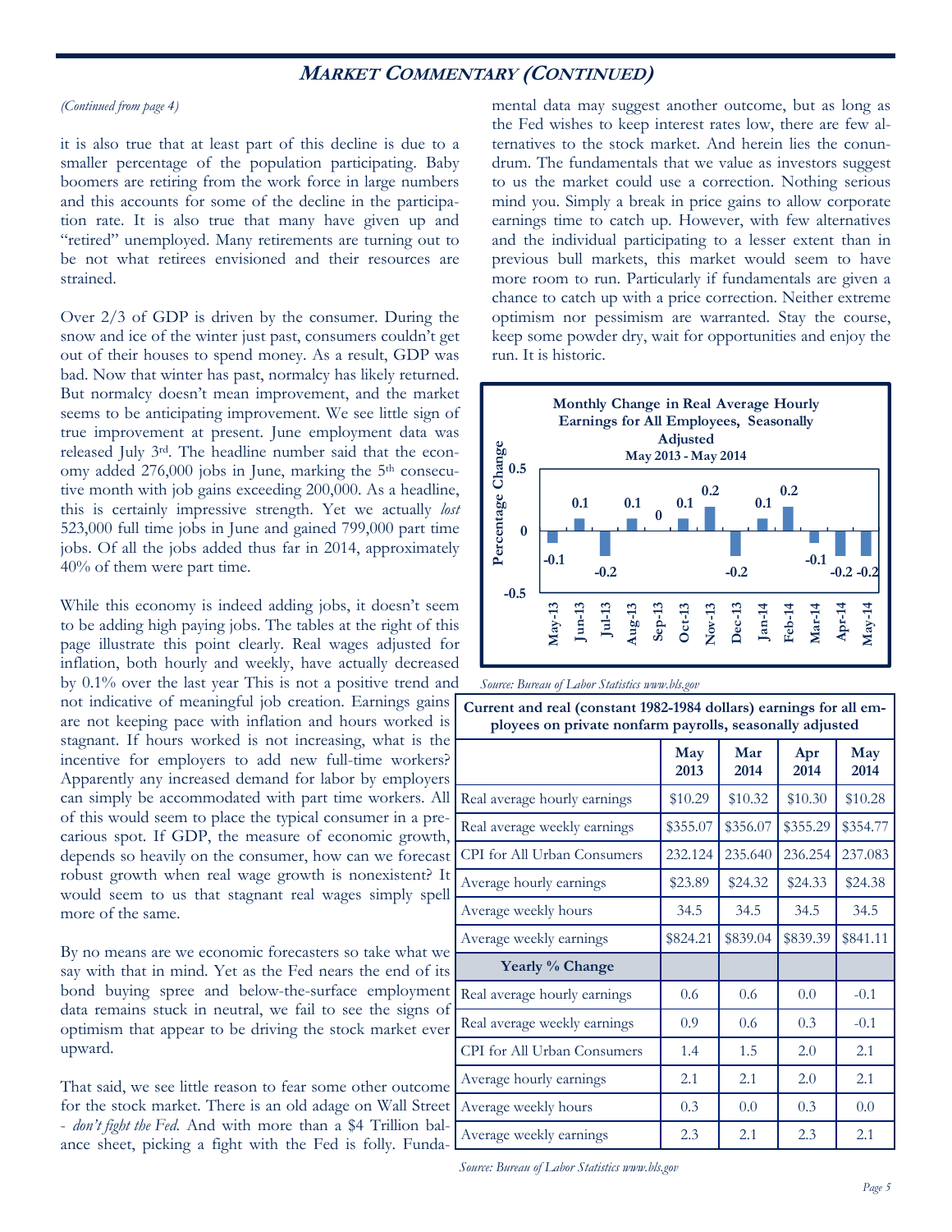## MARKET COMMENTARY (CONTINUED)

*(Continued from page 4)*

it is also true that at least part of this decline is due to a smaller percentage of the population participating. Baby boomers are retiring from the work force in large numbers and this accounts for some of the decline in the participation rate. It is also true that many have given up and "retired" unemployed. Many retirements are turning out to be not what retirees envisioned and their resources are strained.

Over 2/3 of GDP is driven by the consumer. During the snow and ice of the winter just past, consumers couldn't get out of their houses to spend money. As a result, GDP was bad. Now that winter has past, normalcy has likely returned. But normalcy doesn't mean improvement, and the market seems to be anticipating improvement. We see little sign of true improvement at present. June employment data was released July 3rd. The headline number said that the economy added 276,000 jobs in June, marking the 5th consecutive month with job gains exceeding 200,000. As a headline, this is certainly impressive strength. Yet we actually *lost* 523,000 full time jobs in June and gained 799,000 part time jobs. Of all the jobs added thus far in 2014, approximately 40% of them were part time.

While this economy is indeed adding jobs, it doesn't seem to be adding high paying jobs. The tables at the right of this page illustrate this point clearly. Real wages adjusted for inflation, both hourly and weekly, have actually decreased by 0.1% over the last year This is not a positive trend and not indicative of meaningful job creation. Earnings gains are not keeping pace with inflation and hours worked is stagnant. If hours worked is not increasing, what is the incentive for employers to add new full-time workers? Apparently any increased demand for labor by employers can simply be accommodated with part time workers. All of this would seem to place the typical consumer in a precarious spot. If GDP, the measure of economic growth, depends so heavily on the consumer, how can we forecast robust growth when real wage growth is nonexistent? It would seem to us that stagnant real wages simply spell more of the same.

By no means are we economic forecasters so take what we say with that in mind. Yet as the Fed nears the end of its bond buying spree and below-the-surface employment data remains stuck in neutral, we fail to see the signs of optimism that appear to be driving the stock market ever upward.

That said, we see little reason to fear some other outcome for the stock market. There is an old adage on Wall Street - *don't fight the Fed*. And with more than a $4 Trillion balance sheet, picking a fight with the Fed is folly. Fundamental data may suggest another outcome, but as long as the Fed wishes to keep interest rates low, there are few alternatives to the stock market. And herein lies the conundrum. The fundamentals that we value as investors suggest to us the market could use a correction. Nothing serious mind you. Simply a break in price gains to allow corporate earnings time to catch up. However, with few alternatives and the individual participating to a lesser extent than in previous bull markets, this market would seem to have more room to run. Particularly if fundamentals are given a chance to catch up with a price correction. Neither extreme optimism nor pessimism are warranted. Stay the course, keep some powder dry, wait for opportunities and enjoy the run. It is historic.

**Monthly Change in Real Average Hourly Earnings for All Employees, Seasonally Adjusted**
**May 2013 - May 2014**

| Month | Percentage Change |
|---|---|
| May-13 | -0.1 |
| Jun-13 | 0.1 |
| Jul-13 | -0.2 |
| Aug-13 | 0.1 |
| Sep-13 | 0 |
| Oct-13 | 0.1 |
| Nov-13 | 0.2 |
| Dec-13 | -0.2 |
| Jan-14 | 0.1 |
| Feb-14 | 0.2 |
| Mar-14 | -0.1 |
| Apr-14 | -0.2 |
| May-14 | -0.2 |

*Source: Bureau of Labor Statistics www.bls.gov*

**Current and real (constant 1982-1984 dollars) earnings for all employees on private nonfarm payrolls, seasonally adjusted**

| | May 2013 | Mar 2014 | Apr 2014 | May 2014 |
|---|---|---|---|---|
| Real average hourly earnings | $10.29 | $10.32 | $10.30 | $10.28 |
| Real average weekly earnings | $355.07 | $356.07 | $355.29 | $354.77 |
| CPI for All Urban Consumers | 232.124 | 235.640 | 236.254 | 237.083 |
| Average hourly earnings | $23.89 | $24.32 | $24.33 | $24.38 |
| Average weekly hours | 34.5 | 34.5 | 34.5 | 34.5 |
| Average weekly earnings | $824.21 | $839.04 | $839.39 | $841.11 |
| **Yearly % Change** | | | | |
| Real average hourly earnings | 0.6 | 0.6 | 0.0 | -0.1 |
| Real average weekly earnings | 0.9 | 0.6 | 0.3 | -0.1 |
| CPI for All Urban Consumers | 1.4 | 1.5 | 2.0 | 2.1 |
| Average hourly earnings | 2.1 | 2.1 | 2.0 | 2.1 |
| Average weekly hours | 0.3 | 0.0 | 0.3 | 0.0 |
| Average weekly earnings | 2.3 | 2.1 | 2.3 | 2.1 |

*Source: Bureau of Labor Statistics www.bls.gov*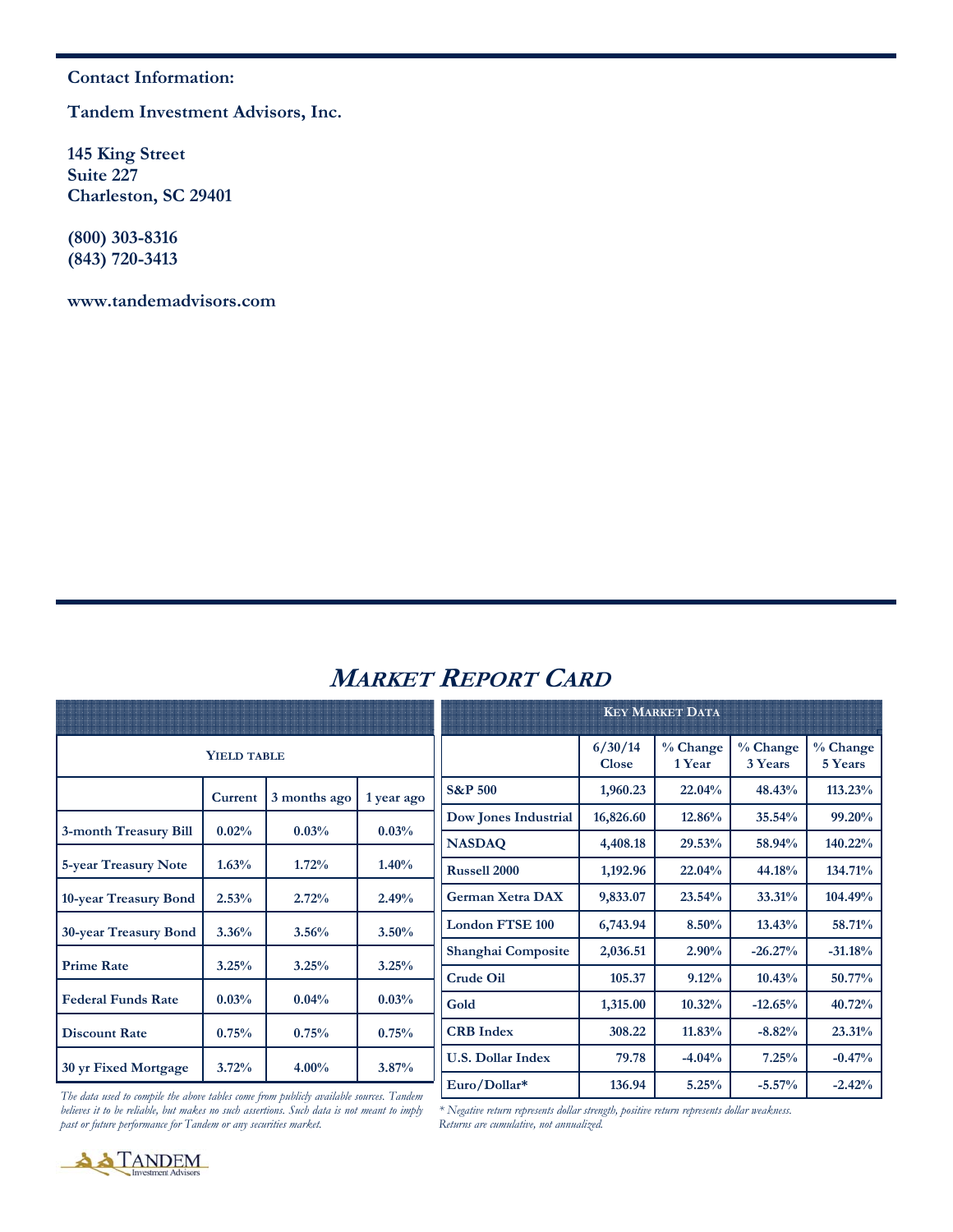**Contact Information:**

**Tandem Investment Advisors, Inc.**

**145 King Street**
**Suite 227**
**Charleston, SC 29401**

**(800) 303-8316**
**(843) 720-3413**

**www.tandemadvisors.com**

## *Market Report Card*

**Yield Table**

| | Current | 3 months ago | 1 year ago |
|---|---|---|---|
| **3-month Treasury Bill** | 0.02% | 0.03% | 0.03% |
| **5-year Treasury Note** | 1.63% | 1.72% | 1.40% |
| **10-year Treasury Bond** | 2.53% | 2.72% | 2.49% |
| **30-year Treasury Bond** | 3.36% | 3.56% | 3.50% |
| **Prime Rate** | 3.25% | 3.25% | 3.25% |
| **Federal Funds Rate** | 0.03% | 0.04% | 0.03% |
| **Discount Rate** | 0.75% | 0.75% | 0.75% |
| **30 yr Fixed Mortgage** | 3.72% | 4.00% | 3.87% |

*The data used to compile the above tables come from publicly available sources. Tandem believes it to be reliable, but makes no such assertions. Such data is not meant to imply past or future performance for Tandem or any securities market.*

**Key Market Data**

| | 6/30/14 Close | % Change 1 Year | % Change 3 Years | % Change 5 Years |
|---|---|---|---|---|
| **S&P 500** | 1,960.23 | 22.04% | 48.43% | 113.23% |
| **Dow Jones Industrial** | 16,826.60 | 12.86% | 35.54% | 99.20% |
| **NASDAQ** | 4,408.18 | 29.53% | 58.94% | 140.22% |
| **Russell 2000** | 1,192.96 | 22.04% | 44.18% | 134.71% |
| **German Xetra DAX** | 9,833.07 | 23.54% | 33.31% | 104.49% |
| **London FTSE 100** | 6,743.94 | 8.50% | 13.43% | 58.71% |
| **Shanghai Composite** | 2,036.51 | 2.90% | -26.27% | -31.18% |
| **Crude Oil** | 105.37 | 9.12% | 10.43% | 50.77% |
| **Gold** | 1,315.00 | 10.32% | -12.65% | 40.72% |
| **CRB Index** | 308.22 | 11.83% | -8.82% | 23.31% |
| **U.S. Dollar Index** | 79.78 | -4.04% | 7.25% | -0.47% |
| **Euro/Dollar*** | 136.94 | 5.25% | -5.57% | -2.42% |

*\* Negative return represents dollar strength, positive return represents dollar weakness. Returns are cumulative, not annualized.*

TANDEM Investment Advisors